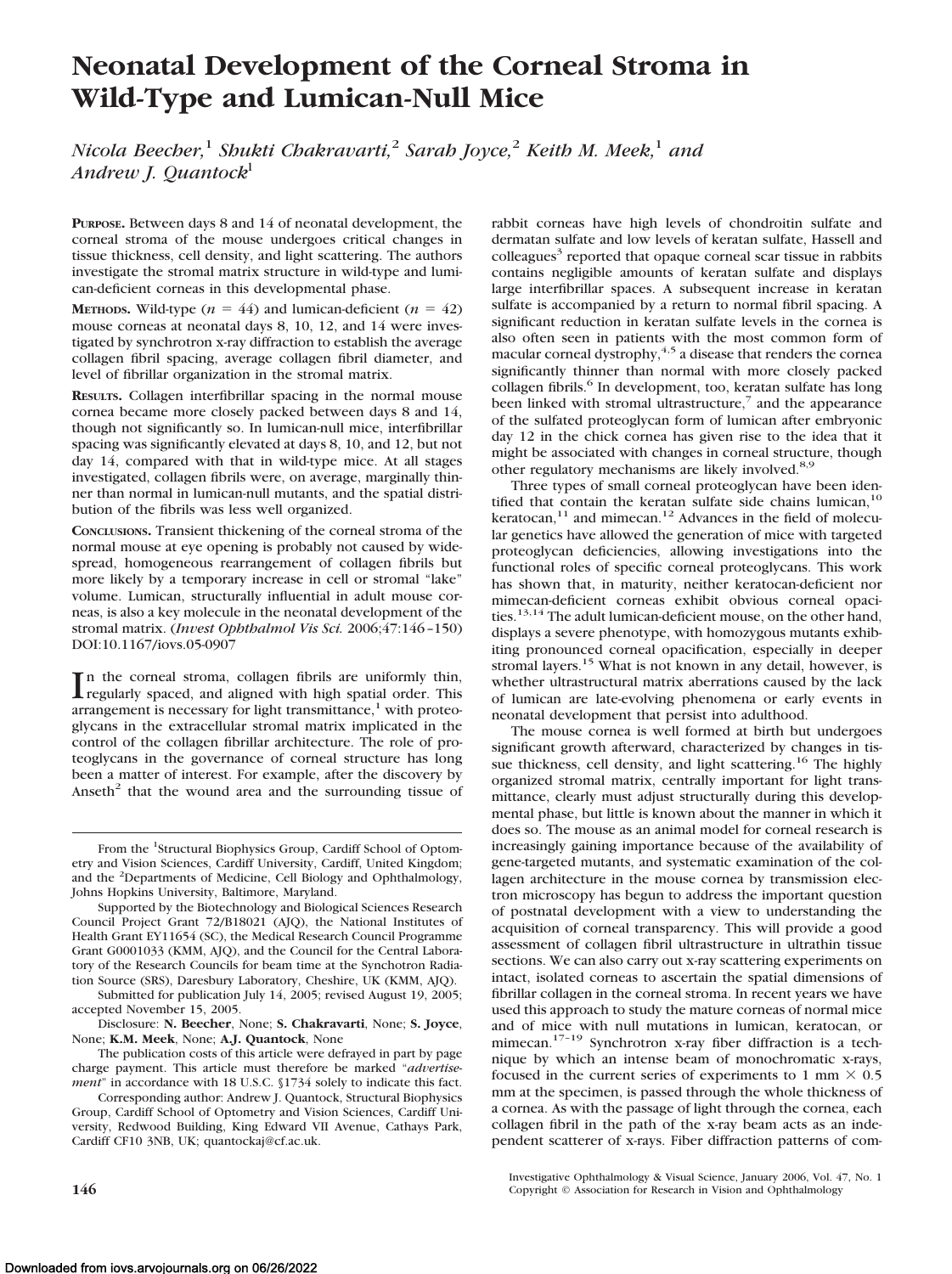# Neonatal Development of the Corneal Stroma in Wild-Type and Lumican-Null Mice

*Nicola Beecher,[1] Shukti Chakravarti,[2] Sarah Joyce,[2] Keith M. Meek,[1] and Andrew J. Quantock[1]*

**PURPOSE.** Between days 8 and 14 of neonatal development, the corneal stroma of the mouse undergoes critical changes in tissue thickness, cell density, and light scattering. The authors investigate the stromal matrix structure in wild-type and lumican-deficient corneas in this developmental phase.

**METHODS.** Wild-type ($n = 44$) and lumican-deficient ($n = 42$) mouse corneas at neonatal days 8, 10, 12, and 14 were investigated by synchrotron x-ray diffraction to establish the average collagen fibril spacing, average collagen fibril diameter, and level of fibrillar organization in the stromal matrix.

**RESULTS.** Collagen interfibrillar spacing in the normal mouse cornea became more closely packed between days 8 and 14, though not significantly so. In lumican-null mice, interfibrillar spacing was significantly elevated at days 8, 10, and 12, but not day 14, compared with that in wild-type mice. At all stages investigated, collagen fibrils were, on average, marginally thinner than normal in lumican-null mutants, and the spatial distribution of the fibrils was less well organized.

**CONCLUSIONS.** Transient thickening of the corneal stroma of the normal mouse at eye opening is probably not caused by widespread, homogeneous rearrangement of collagen fibrils but more likely by a temporary increase in cell or stromal "lake" volume. Lumican, structurally influential in adult mouse corneas, is also a key molecule in the neonatal development of the stromal matrix. (*Invest Ophthalmol Vis Sci.* 2006;47:146–150) DOI:10.1167/iovs.05-0907

In the corneal stroma, collagen fibrils are uniformly thin, regularly spaced, and aligned with high spatial order. This arrangement is necessary for light transmittance,[1] with proteoglycans in the extracellular stromal matrix implicated in the control of the collagen fibrillar architecture. The role of proteoglycans in the governance of corneal structure has long been a matter of interest. For example, after the discovery by Anseth[2] that the wound area and the surrounding tissue of rabbit corneas have high levels of chondroitin sulfate and dermatan sulfate and low levels of keratan sulfate, Hassell and colleagues[3] reported that opaque corneal scar tissue in rabbits contains negligible amounts of keratan sulfate and displays large interfibrillar spaces. A subsequent increase in keratan sulfate is accompanied by a return to normal fibril spacing. A significant reduction in keratan sulfate levels in the cornea is also often seen in patients with the most common form of macular corneal dystrophy,[4,5] a disease that renders the cornea significantly thinner than normal with more closely packed collagen fibrils.[6] In development, too, keratan sulfate has long been linked with stromal ultrastructure,[7] and the appearance of the sulfated proteoglycan form of lumican after embryonic day 12 in the chick cornea has given rise to the idea that it might be associated with changes in corneal structure, though other regulatory mechanisms are likely involved.[8,9]

Three types of small corneal proteoglycan have been identified that contain the keratan sulfate side chains lumican,[10] keratocan,[11] and mimecan.[12] Advances in the field of molecular genetics have allowed the generation of mice with targeted proteoglycan deficiencies, allowing investigations into the functional roles of specific corneal proteoglycans. This work has shown that, in maturity, neither keratocan-deficient nor mimecan-deficient corneas exhibit obvious corneal opacities.[13,14] The adult lumican-deficient mouse, on the other hand, displays a severe phenotype, with homozygous mutants exhibiting pronounced corneal opacification, especially in deeper stromal layers.[15] What is not known in any detail, however, is whether ultrastructural matrix aberrations caused by the lack of lumican are late-evolving phenomena or early events in neonatal development that persist into adulthood.

The mouse cornea is well formed at birth but undergoes significant growth afterward, characterized by changes in tissue thickness, cell density, and light scattering.[16] The highly organized stromal matrix, centrally important for light transmittance, clearly must adjust structurally during this developmental phase, but little is known about the manner in which it does so. The mouse as an animal model for corneal research is increasingly gaining importance because of the availability of gene-targeted mutants, and systematic examination of the collagen architecture in the mouse cornea by transmission electron microscopy has begun to address the important question of postnatal development with a view to understanding the acquisition of corneal transparency. This will provide a good assessment of collagen fibril ultrastructure in ultrathin tissue sections. We can also carry out x-ray scattering experiments on intact, isolated corneas to ascertain the spatial dimensions of fibrillar collagen in the corneal stroma. In recent years we have used this approach to study the mature corneas of normal mice and of mice with null mutations in lumican, keratocan, or mimecan.[17–19] Synchrotron x-ray fiber diffraction is a technique by which an intense beam of monochromatic x-rays, focused in the current series of experiments to 1 mm × 0.5 mm at the specimen, is passed through the whole thickness of a cornea. As with the passage of light through the cornea, each collagen fibril in the path of the x-ray beam acts as an independent scatterer of x-rays. Fiber diffraction patterns of com-

From the [1]Structural Biophysics Group, Cardiff School of Optometry and Vision Sciences, Cardiff University, Cardiff, United Kingdom; and the [2]Departments of Medicine, Cell Biology and Ophthalmology, Johns Hopkins University, Baltimore, Maryland.

Supported by the Biotechnology and Biological Sciences Research Council Project Grant 72/B18021 (AJQ), the National Institutes of Health Grant EY11654 (SC), the Medical Research Council Programme Grant G0001033 (KMM, AJQ), and the Council for the Central Laboratory of the Research Councils for beam time at the Synchotron Radiation Source (SRS), Daresbury Laboratory, Cheshire, UK (KMM, AJQ).

Submitted for publication July 14, 2005; revised August 19, 2005; accepted November 15, 2005.

Disclosure: **N. Beecher**, None; **S. Chakravarti**, None; **S. Joyce**, None; **K.M. Meek**, None; **A.J. Quantock**, None

The publication costs of this article were defrayed in part by page charge payment. This article must therefore be marked "*advertisement*" in accordance with 18 U.S.C. §1734 solely to indicate this fact.

Corresponding author: Andrew J. Quantock, Structural Biophysics Group, Cardiff School of Optometry and Vision Sciences, Cardiff University, Redwood Building, King Edward VII Avenue, Cathays Park, Cardiff CF10 3NB, UK; quantockaj@cf.ac.uk.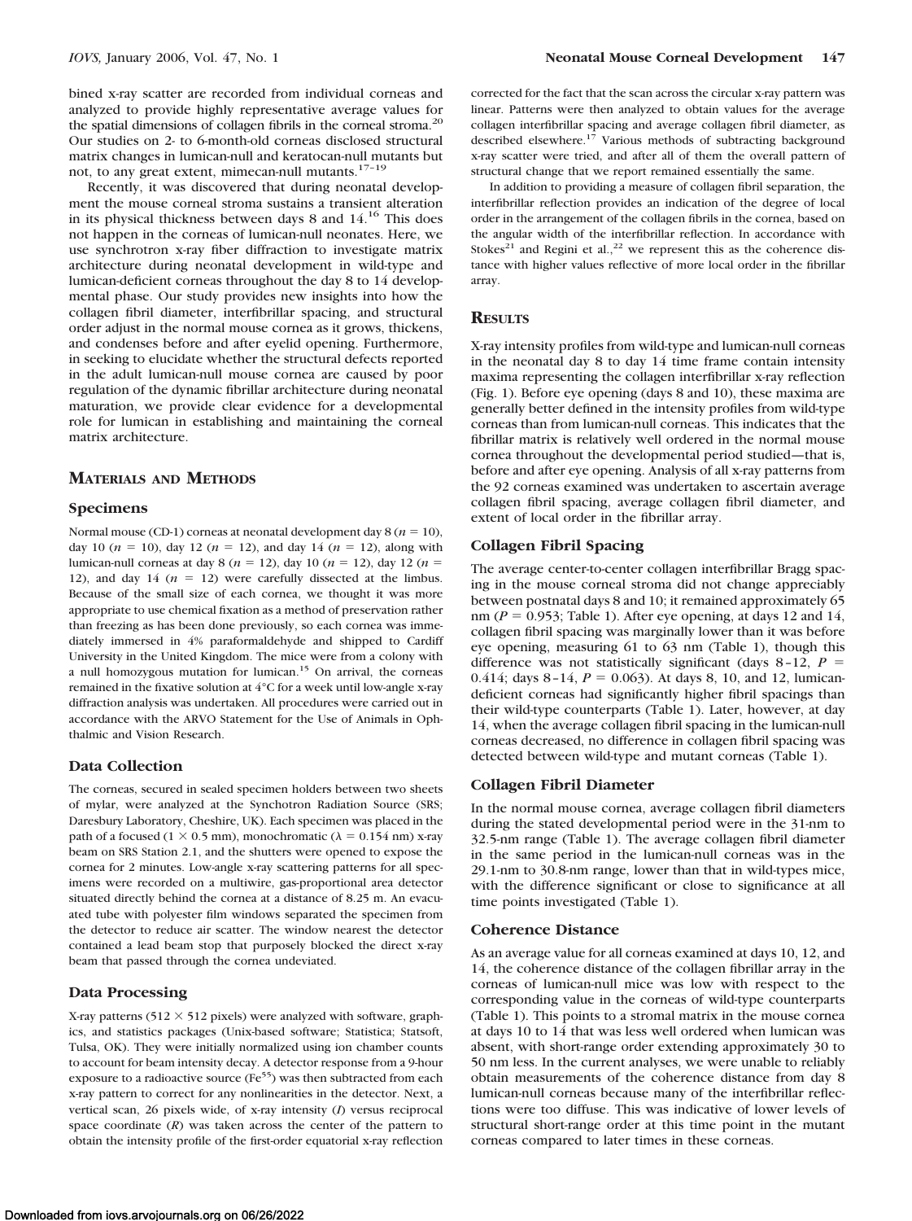bined x-ray scatter are recorded from individual corneas and analyzed to provide highly representative average values for the spatial dimensions of collagen fibrils in the corneal stroma.[20] Our studies on 2- to 6-month-old corneas disclosed structural matrix changes in lumican-null and keratocan-null mutants but not, to any great extent, mimecan-null mutants.[17–19]

Recently, it was discovered that during neonatal development the mouse corneal stroma sustains a transient alteration in its physical thickness between days 8 and 14.[16] This does not happen in the corneas of lumican-null neonates. Here, we use synchrotron x-ray fiber diffraction to investigate matrix architecture during neonatal development in wild-type and lumican-deficient corneas throughout the day 8 to 14 developmental phase. Our study provides new insights into how the collagen fibril diameter, interfibrillar spacing, and structural order adjust in the normal mouse cornea as it grows, thickens, and condenses before and after eyelid opening. Furthermore, in seeking to elucidate whether the structural defects reported in the adult lumican-null mouse cornea are caused by poor regulation of the dynamic fibrillar architecture during neonatal maturation, we provide clear evidence for a developmental role for lumican in establishing and maintaining the corneal matrix architecture.

## Materials and Methods

### Specimens

Normal mouse (CD-1) corneas at neonatal development day 8 ($n = 10$), day 10 ($n = 10$), day 12 ($n = 12$), and day 14 ($n = 12$), along with lumican-null corneas at day 8 ($n = 12$), day 10 ($n = 12$), day 12 ($n = 12$), and day 14 ($n = 12$) were carefully dissected at the limbus. Because of the small size of each cornea, we thought it was more appropriate to use chemical fixation as a method of preservation rather than freezing as has been done previously, so each cornea was immediately immersed in 4% paraformaldehyde and shipped to Cardiff University in the United Kingdom. The mice were from a colony with a null homozygous mutation for lumican.[15] On arrival, the corneas remained in the fixative solution at 4°C for a week until low-angle x-ray diffraction analysis was undertaken. All procedures were carried out in accordance with the ARVO Statement for the Use of Animals in Ophthalmic and Vision Research.

### Data Collection

The corneas, secured in sealed specimen holders between two sheets of mylar, were analyzed at the Synchotron Radiation Source (SRS; Daresbury Laboratory, Cheshire, UK). Each specimen was placed in the path of a focused (1 × 0.5 mm), monochromatic ($\lambda = 0.154$ nm) x-ray beam on SRS Station 2.1, and the shutters were opened to expose the cornea for 2 minutes. Low-angle x-ray scattering patterns for all specimens were recorded on a multiwire, gas-proportional area detector situated directly behind the cornea at a distance of 8.25 m. An evacuated tube with polyester film windows separated the specimen from the detector to reduce air scatter. The window nearest the detector contained a lead beam stop that purposely blocked the direct x-ray beam that passed through the cornea undeviated.

### Data Processing

X-ray patterns (512 × 512 pixels) were analyzed with software, graphics, and statistics packages (Unix-based software; Statistica; Statsoft, Tulsa, OK). They were initially normalized using ion chamber counts to account for beam intensity decay. A detector response from a 9-hour exposure to a radioactive source ($Fe^{55}$) was then subtracted from each x-ray pattern to correct for any nonlinearities in the detector. Next, a vertical scan, 26 pixels wide, of x-ray intensity ($I$) versus reciprocal space coordinate ($R$) was taken across the center of the pattern to obtain the intensity profile of the first-order equatorial x-ray reflection corrected for the fact that the scan across the circular x-ray pattern was linear. Patterns were then analyzed to obtain values for the average collagen interfibrillar spacing and average collagen fibril diameter, as described elsewhere.[17] Various methods of subtracting background x-ray scatter were tried, and after all of them the overall pattern of structural change that we report remained essentially the same.

In addition to providing a measure of collagen fibril separation, the interfibrillar reflection provides an indication of the degree of local order in the arrangement of the collagen fibrils in the cornea, based on the angular width of the interfibrillar reflection. In accordance with Stokes[21] and Regini et al.,[22] we represent this as the coherence distance with higher values reflective of more local order in the fibrillar array.

## Results

X-ray intensity profiles from wild-type and lumican-null corneas in the neonatal day 8 to day 14 time frame contain intensity maxima representing the collagen interfibrillar x-ray reflection (Fig. 1). Before eye opening (days 8 and 10), these maxima are generally better defined in the intensity profiles from wild-type corneas than from lumican-null corneas. This indicates that the fibrillar matrix is relatively well ordered in the normal mouse cornea throughout the developmental period studied—that is, before and after eye opening. Analysis of all x-ray patterns from the 92 corneas examined was undertaken to ascertain average collagen fibril spacing, average collagen fibril diameter, and extent of local order in the fibrillar array.

### Collagen Fibril Spacing

The average center-to-center collagen interfibrillar Bragg spacing in the mouse corneal stroma did not change appreciably between postnatal days 8 and 10; it remained approximately 65 nm ($P = 0.953$; Table 1). After eye opening, at days 12 and 14, collagen fibril spacing was marginally lower than it was before eye opening, measuring 61 to 63 nm (Table 1), though this difference was not statistically significant (days 8–12, $P = 0.414$; days 8–14, $P = 0.063$). At days 8, 10, and 12, lumican-deficient corneas had significantly higher fibril spacings than their wild-type counterparts (Table 1). Later, however, at day 14, when the average collagen fibril spacing in the lumican-null corneas decreased, no difference in collagen fibril spacing was detected between wild-type and mutant corneas (Table 1).

### Collagen Fibril Diameter

In the normal mouse cornea, average collagen fibril diameters during the stated developmental period were in the 31-nm to 32.5-nm range (Table 1). The average collagen fibril diameter in the same period in the lumican-null corneas was in the 29.1-nm to 30.8-nm range, lower than that in wild-types mice, with the difference significant or close to significance at all time points investigated (Table 1).

### Coherence Distance

As an average value for all corneas examined at days 10, 12, and 14, the coherence distance of the collagen fibrillar array in the corneas of lumican-null mice was low with respect to the corresponding value in the corneas of wild-type counterparts (Table 1). This points to a stromal matrix in the mouse cornea at days 10 to 14 that was less well ordered when lumican was absent, with short-range order extending approximately 30 to 50 nm less. In the current analyses, we were unable to reliably obtain measurements of the coherence distance from day 8 lumican-null corneas because many of the interfibrillar reflections were too diffuse. This was indicative of lower levels of structural short-range order at this time point in the mutant corneas compared to later times in these corneas.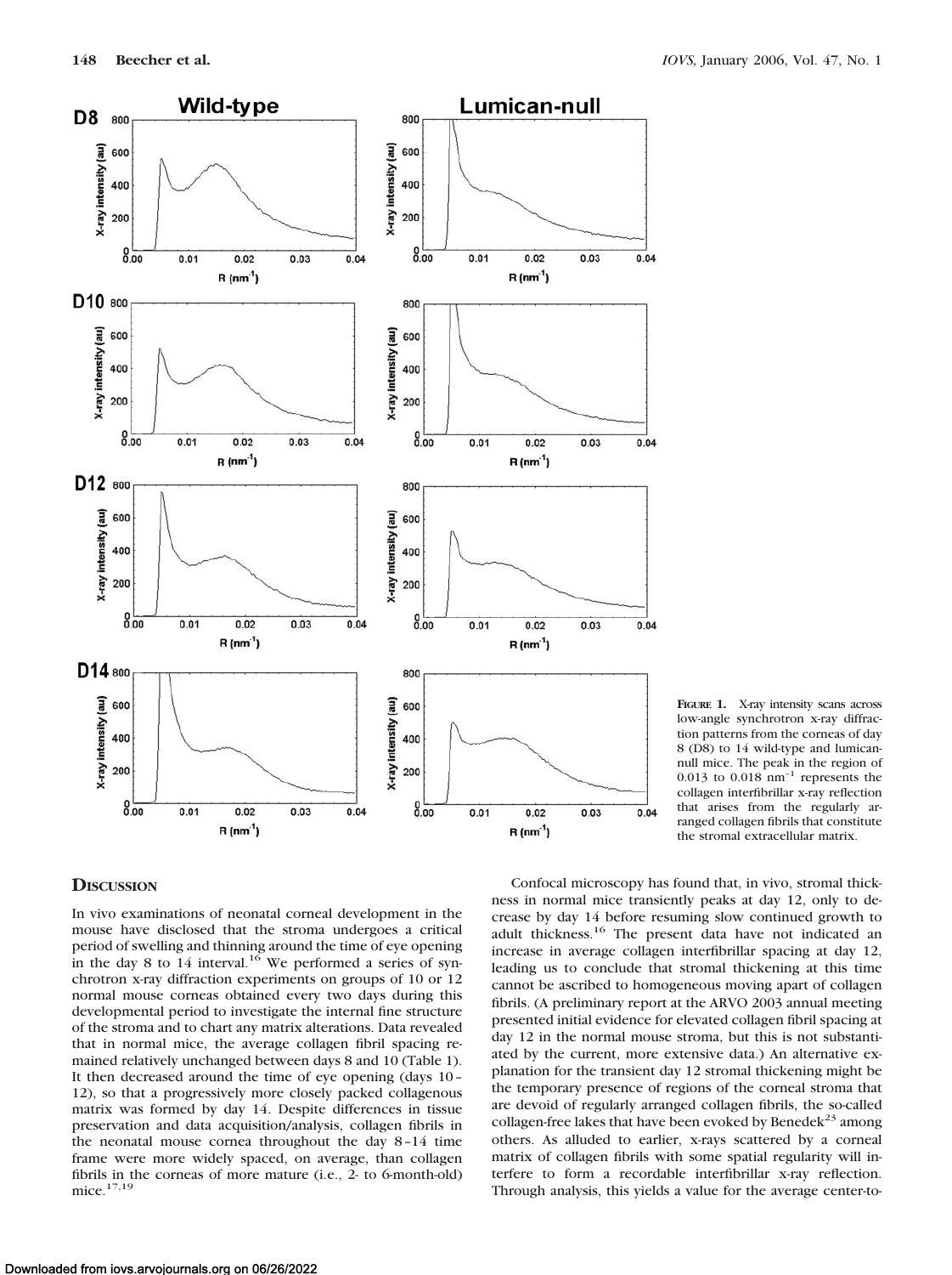**Figure 1.** X-ray intensity scans across low-angle synchrotron x-ray diffraction patterns from the corneas of day 8 (D8) to 14 wild-type and lumican-null mice. The peak in the region of 0.013 to 0.018 nm$^{-1}$ represents the collagen interfibrillar x-ray reflection that arises from the regularly arranged collagen fibrils that constitute the stromal extracellular matrix.

## Discussion

In vivo examinations of neonatal corneal development in the mouse have disclosed that the stroma undergoes a critical period of swelling and thinning around the time of eye opening in the day 8 to 14 interval.[16] We performed a series of synchrotron x-ray diffraction experiments on groups of 10 or 12 normal mouse corneas obtained every two days during this developmental period to investigate the internal fine structure of the stroma and to chart any matrix alterations. Data revealed that in normal mice, the average collagen fibril spacing remained relatively unchanged between days 8 and 10 (Table 1). It then decreased around the time of eye opening (days 10–12), so that a progressively more closely packed collagenous matrix was formed by day 14. Despite differences in tissue preservation and data acquisition/analysis, collagen fibrils in the neonatal mouse cornea throughout the day 8–14 time frame were more widely spaced, on average, than collagen fibrils in the corneas of more mature (i.e., 2- to 6-month-old) mice.[17,19]

Confocal microscopy has found that, in vivo, stromal thickness in normal mice transiently peaks at day 12, only to decrease by day 14 before resuming slow continued growth to adult thickness.[16] The present data have not indicated an increase in average collagen interfibrillar spacing at day 12, leading us to conclude that stromal thickening at this time cannot be ascribed to homogeneous moving apart of collagen fibrils. (A preliminary report at the ARVO 2003 annual meeting presented initial evidence for elevated collagen fibril spacing at day 12 in the normal mouse stroma, but this is not substantiated by the current, more extensive data.) An alternative explanation for the transient day 12 stromal thickening might be the temporary presence of regions of the corneal stroma that are devoid of regularly arranged collagen fibrils, the so-called collagen-free lakes that have been evoked by Benedek[23] among others. As alluded to earlier, x-rays scattered by a corneal matrix of collagen fibrils with some spatial regularity will interfere to form a recordable interfibrillar x-ray reflection. Through analysis, this yields a value for the average center-to-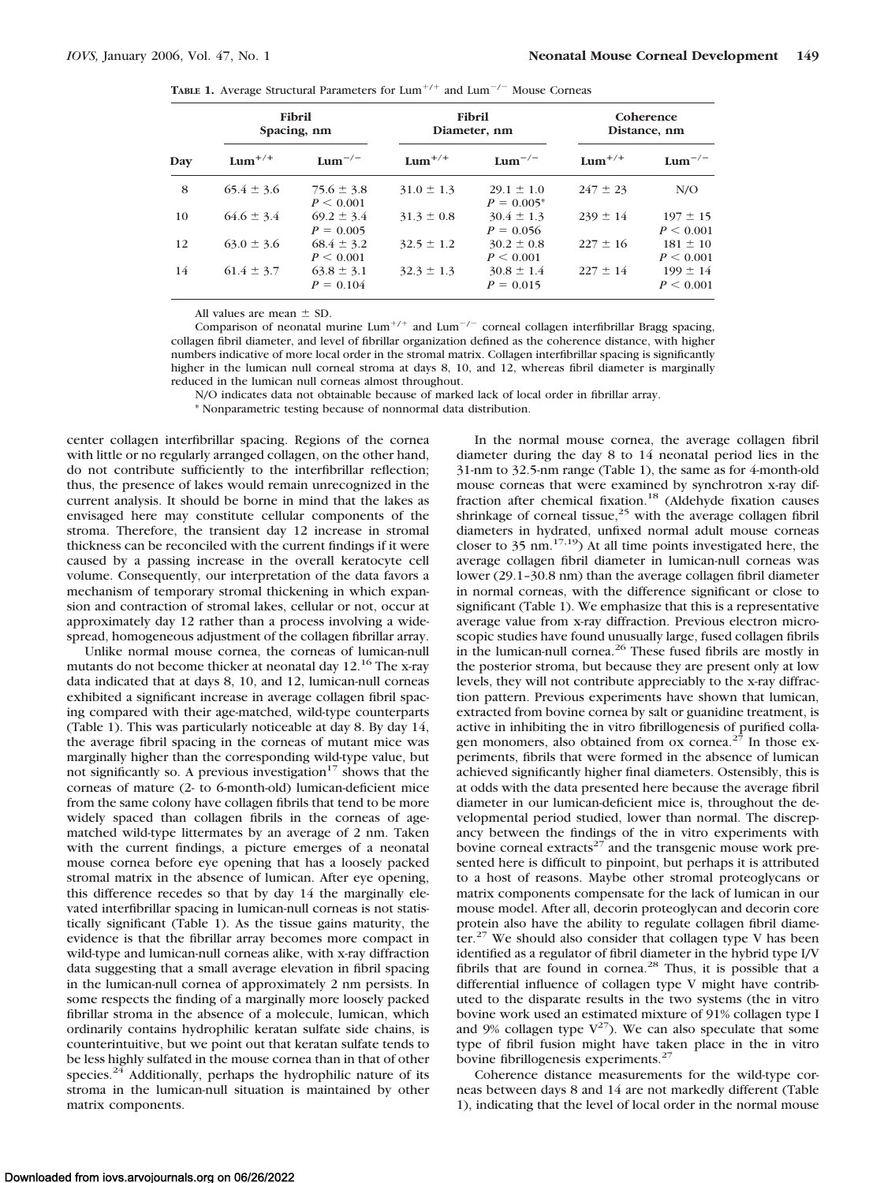**TABLE 1.** Average Structural Parameters for $Lum^{+/+}$ and $Lum^{-/-}$ Mouse Corneas

| Day | Fibril Spacing, nm | | Fibril Diameter, nm | | Coherence Distance, nm | |
|---|---|---|---|---|---|---|
| | $Lum^{+/+}$ | $Lum^{-/-}$ | $Lum^{+/+}$ | $Lum^{-/-}$ | $Lum^{+/+}$ | $Lum^{-/-}$ |
| 8 | 65.4 ± 3.6 | 75.6 ± 3.8 $P < 0.001$ | 31.0 ± 1.3 | 29.1 ± 1.0 $P = 0.005$* | 247 ± 23 | N/O |
| 10 | 64.6 ± 3.4 | 69.2 ± 3.4 $P = 0.005$ | 31.3 ± 0.8 | 30.4 ± 1.3 $P = 0.056$ | 239 ± 14 | 197 ± 15 $P < 0.001$ |
| 12 | 63.0 ± 3.6 | 68.4 ± 3.2 $P < 0.001$ | 32.5 ± 1.2 | 30.2 ± 0.8 $P < 0.001$ | 227 ± 16 | 181 ± 10 $P < 0.001$ |
| 14 | 61.4 ± 3.7 | 63.8 ± 3.1 $P = 0.104$ | 32.3 ± 1.3 | 30.8 ± 1.4 $P = 0.015$ | 227 ± 14 | 199 ± 14 $P < 0.001$ |

All values are mean ± SD.

Comparison of neonatal murine $Lum^{+/+}$ and $Lum^{-/-}$ corneal collagen interfibrillar Bragg spacing, collagen fibril diameter, and level of fibrillar organization defined as the coherence distance, with higher numbers indicative of more local order in the stromal matrix. Collagen interfibrillar spacing is significantly higher in the lumican null corneal stroma at days 8, 10, and 12, whereas fibril diameter is marginally reduced in the lumican null corneas almost throughout.

N/O indicates data not obtainable because of marked lack of local order in fibrillar array.

\* Nonparametric testing because of nonnormal data distribution.

center collagen interfibrillar spacing. Regions of the cornea with little or no regularly arranged collagen, on the other hand, do not contribute sufficiently to the interfibrillar reflection; thus, the presence of lakes would remain unrecognized in the current analysis. It should be borne in mind that the lakes as envisaged here may constitute cellular components of the stroma. Therefore, the transient day 12 increase in stromal thickness can be reconciled with the current findings if it were caused by a passing increase in the overall keratocyte cell volume. Consequently, our interpretation of the data favors a mechanism of temporary stromal thickening in which expansion and contraction of stromal lakes, cellular or not, occur at approximately day 12 rather than a process involving a widespread, homogeneous adjustment of the collagen fibrillar array.

Unlike normal mouse cornea, the corneas of lumican-null mutants do not become thicker at neonatal day 12.[16] The x-ray data indicated that at days 8, 10, and 12, lumican-null corneas exhibited a significant increase in average collagen fibril spacing compared with their age-matched, wild-type counterparts (Table 1). This was particularly noticeable at day 8. By day 14, the average fibril spacing in the corneas of mutant mice was marginally higher than the corresponding wild-type value, but not significantly so. A previous investigation[17] shows that the corneas of mature (2- to 6-month-old) lumican-deficient mice from the same colony have collagen fibrils that tend to be more widely spaced than collagen fibrils in the corneas of age-matched wild-type littermates by an average of 2 nm. Taken with the current findings, a picture emerges of a neonatal mouse cornea before eye opening that has a loosely packed stromal matrix in the absence of lumican. After eye opening, this difference recedes so that by day 14 the marginally elevated interfibrillar spacing in lumican-null corneas is not statistically significant (Table 1). As the tissue gains maturity, the evidence is that the fibrillar array becomes more compact in wild-type and lumican-null corneas alike, with x-ray diffraction data suggesting that a small average elevation in fibril spacing in the lumican-null cornea of approximately 2 nm persists. In some respects the finding of a marginally more loosely packed fibrillar stroma in the absence of a molecule, lumican, which ordinarily contains hydrophilic keratan sulfate side chains, is counterintuitive, but we point out that keratan sulfate tends to be less highly sulfated in the mouse cornea than in that of other species.[24] Additionally, perhaps the hydrophilic nature of its stroma in the lumican-null situation is maintained by other matrix components.

In the normal mouse cornea, the average collagen fibril diameter during the day 8 to 14 neonatal period lies in the 31-nm to 32.5-nm range (Table 1), the same as for 4-month-old mouse corneas that were examined by synchrotron x-ray diffraction after chemical fixation.[18] (Aldehyde fixation causes shrinkage of corneal tissue,[25] with the average collagen fibril diameters in hydrated, unfixed normal adult mouse corneas closer to 35 nm.[17,19]) At all time points investigated here, the average collagen fibril diameter in lumican-null corneas was lower (29.1–30.8 nm) than the average collagen fibril diameter in normal corneas, with the difference significant or close to significant (Table 1). We emphasize that this is a representative average value from x-ray diffraction. Previous electron microscopic studies have found unusually large, fused collagen fibrils in the lumican-null cornea.[26] These fused fibrils are mostly in the posterior stroma, but because they are present only at low levels, they will not contribute appreciably to the x-ray diffraction pattern. Previous experiments have shown that lumican, extracted from bovine cornea by salt or guanidine treatment, is active in inhibiting the in vitro fibrillogenesis of purified collagen monomers, also obtained from ox cornea.[27] In those experiments, fibrils that were formed in the absence of lumican achieved significantly higher final diameters. Ostensibly, this is at odds with the data presented here because the average fibril diameter in our lumican-deficient mice is, throughout the developmental period studied, lower than normal. The discrepancy between the findings of the in vitro experiments with bovine corneal extracts[27] and the transgenic mouse work presented here is difficult to pinpoint, but perhaps it is attributed to a host of reasons. Maybe other stromal proteoglycans or matrix components compensate for the lack of lumican in our mouse model. After all, decorin proteoglycan and decorin core protein also have the ability to regulate collagen fibril diameter.[27] We should also consider that collagen type V has been identified as a regulator of fibril diameter in the hybrid type I/V fibrils that are found in cornea.[28] Thus, it is possible that a differential influence of collagen type V might have contributed to the disparate results in the two systems (the in vitro bovine work used an estimated mixture of 91% collagen type I and 9% collagen type V[27]). We can also speculate that some type of fibril fusion might have taken place in the in vitro bovine fibrillogenesis experiments.[27]

Coherence distance measurements for the wild-type corneas between days 8 and 14 are not markedly different (Table 1), indicating that the level of local order in the normal mouse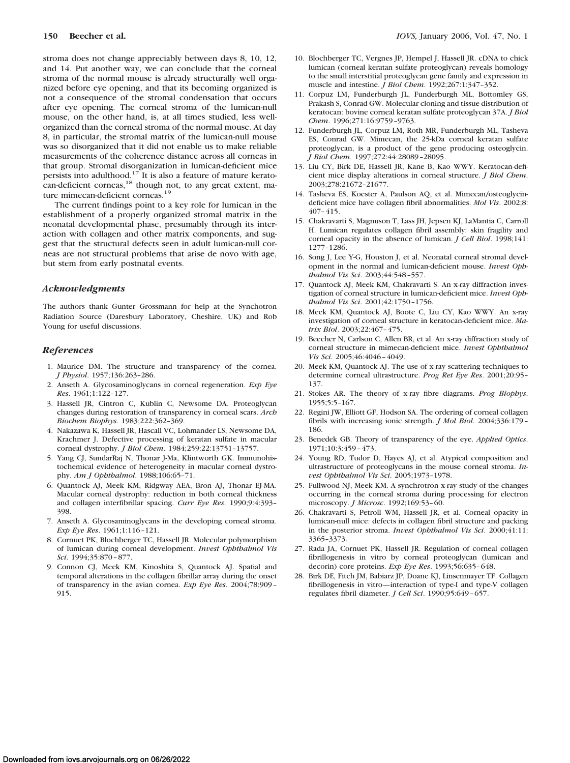stroma does not change appreciably between days 8, 10, 12, and 14. Put another way, we can conclude that the corneal stroma of the normal mouse is already structurally well organized before eye opening, and that its becoming organized is not a consequence of the stromal condensation that occurs after eye opening. The corneal stroma of the lumican-null mouse, on the other hand, is, at all times studied, less well-organized than the corneal stroma of the normal mouse. At day 8, in particular, the stromal matrix of the lumican-null mouse was so disorganized that it did not enable us to make reliable measurements of the coherence distance across all corneas in that group. Stromal disorganization in lumican-deficient mice persists into adulthood.[17] It is also a feature of mature keratocan-deficient corneas,[18] though not, to any great extent, mature mimecan-deficient corneas.[19]

The current findings point to a key role for lumican in the establishment of a properly organized stromal matrix in the neonatal developmental phase, presumably through its interaction with collagen and other matrix components, and suggest that the structural defects seen in adult lumican-null corneas are not structural problems that arise de novo with age, but stem from early postnatal events.

## Acknowledgments

The authors thank Gunter Grossmann for help at the Synchrotron Radiation Source (Daresbury Laboratory, Cheshire, UK) and Rob Young for useful discussions.

## References

1. Maurice DM. The structure and transparency of the cornea. *J Physiol*. 1957;136:263–286.
2. Anseth A. Glycosaminoglycans in corneal regeneration. *Exp Eye Res*. 1961;1:122–127.
3. Hassell JR, Cintron C, Kublin C, Newsome DA. Proteoglycan changes during restoration of transparency in corneal scars. *Arch Biochem Biophys*. 1983;222:362–369.
4. Nakazawa K, Hassell JR, Hascall VC, Lohmander LS, Newsome DA, Krachmer J. Defective processing of keratan sulfate in macular corneal dystrophy. *J Biol Chem*. 1984;259:22:13751–13757.
5. Yang CJ, SundarRaj N, Thonar J-Ma, Klintworth GK. Immunohistochemical evidence of heterogeneity in macular corneal dystrophy. *Am J Ophthalmol*. 1988;106:65–71.
6. Quantock AJ, Meek KM, Ridgway AEA, Bron AJ, Thonar EJ-MA. Macular corneal dystrophy: reduction in both corneal thickness and collagen interfibrillar spacing. *Curr Eye Res*. 1990;9:4:393–398.
7. Anseth A. Glycosaminoglycans in the developing corneal stroma. *Exp Eye Res*. 1961;1:116–121.
8. Cornuet PK, Blochberger TC, Hassell JR. Molecular polymorphism of lumican during corneal development. *Invest Ophthalmol Vis Sci*. 1994;35:870–877.
9. Connon CJ, Meek KM, Kinoshita S, Quantock AJ. Spatial and temporal alterations in the collagen fibrillar array during the onset of transparency in the avian cornea. *Exp Eye Res*. 2004;78:909–915.
10. Blochberger TC, Vergnes JP, Hempel J, Hassell JR. cDNA to chick lumican (corneal keratan sulfate proteoglycan) reveals homology to the small interstitial proteoglycan gene family and expression in muscle and intestine. *J Biol Chem*. 1992;267:1:347–352.
11. Corpuz LM, Funderburgh JL, Funderburgh ML, Bottomley GS, Prakash S, Conrad GW. Molecular cloning and tissue distribution of keratocan: bovine corneal keratan sulfate proteoglycan 37A. *J Biol Chem*. 1996;271:16:9759–9763.
12. Funderburgh JL, Corpuz LM, Roth MR, Funderburgh ML, Tasheva ES, Conrad GW. Mimecan, the 25-kDa corneal keratan sulfate proteoglycan, is a product of the gene producing osteoglycin. *J Biol Chem*. 1997;272:44:28089–28095.
13. Liu CY, Birk DE, Hassell JR, Kane B, Kao WWY. Keratocan-deficient mice display alterations in corneal structure. *J Biol Chem*. 2003;278:21672–21677.
14. Tasheva ES, Koester A, Paulson AQ, et al. Mimecan/osteoglycin-deficient mice have collagen fibril abnormalities. *Mol Vis*. 2002;8:407–415.
15. Chakravarti S, Magnuson T, Lass JH, Jepsen KJ, LaMantia C, Carroll H. Lumican regulates collagen fibril assembly: skin fragility and corneal opacity in the absence of lumican. *J Cell Biol*. 1998;141:1277–1286.
16. Song J, Lee Y-G, Houston J, et al. Neonatal corneal stromal development in the normal and lumican-deficient mouse. *Invest Ophthalmol Vis Sci*. 2003;44:548–557.
17. Quantock AJ, Meek KM, Chakravarti S. An x-ray diffraction investigation of corneal structure in lumican-deficient mice. *Invest Ophthalmol Vis Sci*. 2001;42:1750–1756.
18. Meek KM, Quantock AJ, Boote C, Liu CY, Kao WWY. An x-ray investigation of corneal structure in keratocan-deficient mice. *Matrix Biol*. 2003;22:467–475.
19. Beecher N, Carlson C, Allen BR, et al. An x-ray diffraction study of corneal structure in mimecan-deficient mice. *Invest Ophthalmol Vis Sci*. 2005;46:4046–4049.
20. Meek KM, Quantock AJ. The use of x-ray scattering techniques to determine corneal ultrastructure. *Prog Ret Eye Res*. 2001;20:95–137.
21. Stokes AR. The theory of x-ray fibre diagrams. *Prog Biophys*. 1955;5:5–167.
22. Regini JW, Elliott GF, Hodson SA. The ordering of corneal collagen fibrils with increasing ionic strength. *J Mol Biol*. 2004;336:179–186.
23. Benedek GB. Theory of transparency of the eye. *Applied Optics*. 1971;10:3:459–473.
24. Young RD, Tudor D, Hayes AJ, et al. Atypical composition and ultrastructure of proteoglycans in the mouse corneal stroma. *Invest Ophthalmol Vis Sci*. 2005;1973–1978.
25. Fullwood NJ, Meek KM. A synchrotron x-ray study of the changes occurring in the corneal stroma during processing for electron microscopy. *J Microsc*. 1992;169:53–60.
26. Chakravarti S, Petroll WM, Hassell JR, et al. Corneal opacity in lumican-null mice: defects in collagen fibril structure and packing in the posterior stroma. *Invest Ophthalmol Vis Sci*. 2000;41:11:3365–3373.
27. Rada JA, Cornuet PK, Hassell JR. Regulation of corneal collagen fibrillogenesis in vitro by corneal proteoglycan (lumican and decorin) core proteins. *Exp Eye Res*. 1993;56:635–648.
28. Birk DE, Fitch JM, Babiarz JP, Doane KJ, Linsenmayer TF. Collagen fibrillogenesis in vitro—interaction of type-I and type-V collagen regulates fibril diameter. *J Cell Sci*. 1990;95:649–657.